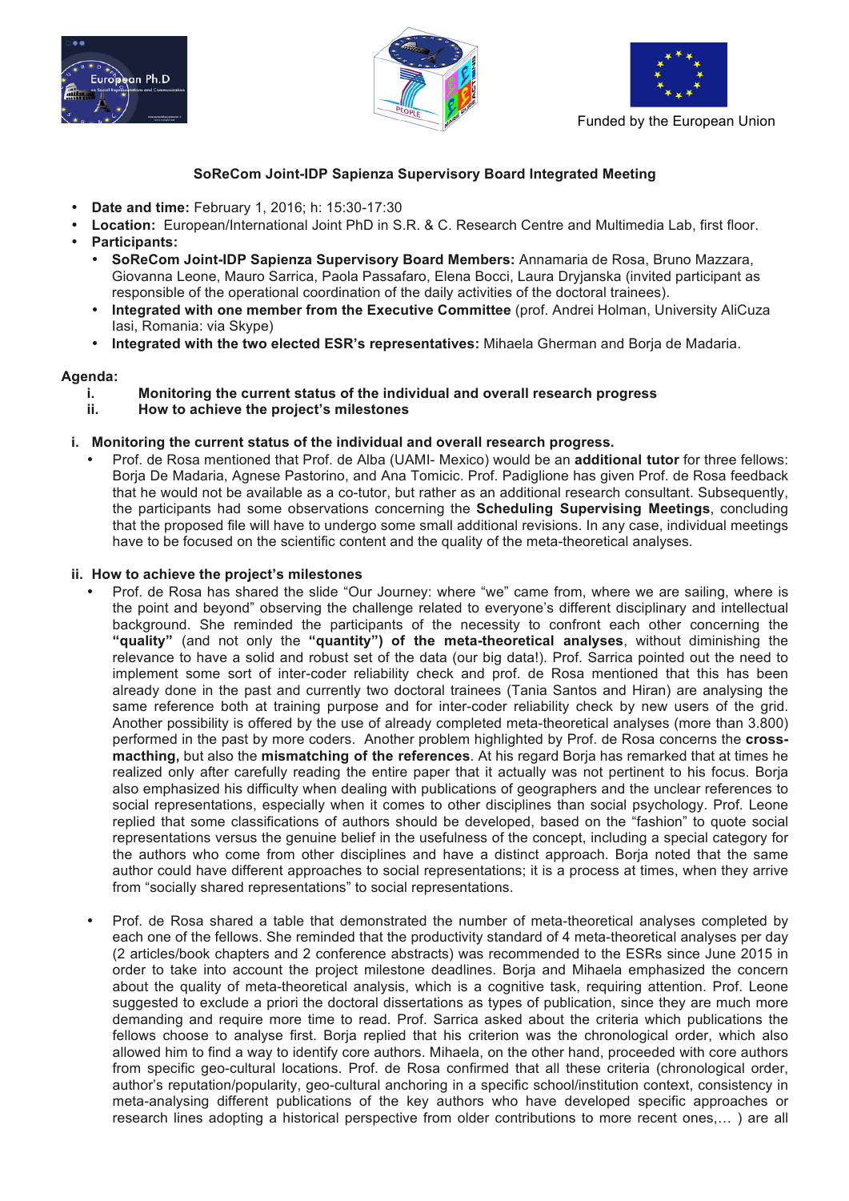Funded by the European Union

## SoReCom Joint-IDP Sapienza Supervisory Board Integrated Meeting

- **Date and time:** February 1, 2016; h: 15:30-17:30
- **Location:** European/International Joint PhD in S.R. & C. Research Centre and Multimedia Lab, first floor.
- **Participants:**
  - **SoReCom Joint-IDP Sapienza Supervisory Board Members:** Annamaria de Rosa, Bruno Mazzara, Giovanna Leone, Mauro Sarrica, Paola Passafaro, Elena Bocci, Laura Dryjanska (invited participant as responsible of the operational coordination of the daily activities of the doctoral trainees).
  - **Integrated with one member from the Executive Committee** (prof. Andrei Holman, University AliCuza Iasi, Romania: via Skype)
  - **Integrated with the two elected ESR's representatives:** Mihaela Gherman and Borja de Madaria.

**Agenda:**

i. **Monitoring the current status of the individual and overall research progress**
ii. **How to achieve the project's milestones**

### i. Monitoring the current status of the individual and overall research progress.

- Prof. de Rosa mentioned that Prof. de Alba (UAMI- Mexico) would be an **additional tutor** for three fellows: Borja De Madaria, Agnese Pastorino, and Ana Tomicic. Prof. Padiglione has given Prof. de Rosa feedback that he would not be available as a co-tutor, but rather as an additional research consultant. Subsequently, the participants had some observations concerning the **Scheduling Supervising Meetings**, concluding that the proposed file will have to undergo some small additional revisions. In any case, individual meetings have to be focused on the scientific content and the quality of the meta-theoretical analyses.

### ii. How to achieve the project's milestones

- Prof. de Rosa has shared the slide "Our Journey: where "we" came from, where we are sailing, where is the point and beyond" observing the challenge related to everyone's different disciplinary and intellectual background. She reminded the participants of the necessity to confront each other concerning the **"quality"** (and not only the **"quantity") of the meta-theoretical analyses**, without diminishing the relevance to have a solid and robust set of the data (our big data!). Prof. Sarrica pointed out the need to implement some sort of inter-coder reliability check and prof. de Rosa mentioned that this has been already done in the past and currently two doctoral trainees (Tania Santos and Hiran) are analysing the same reference both at training purpose and for inter-coder reliability check by new users of the grid. Another possibility is offered by the use of already completed meta-theoretical analyses (more than 3.800) performed in the past by more coders. Another problem highlighted by Prof. de Rosa concerns the **cross-macthing,** but also the **mismatching of the references**. At his regard Borja has remarked that at times he realized only after carefully reading the entire paper that it actually was not pertinent to his focus. Borja also emphasized his difficulty when dealing with publications of geographers and the unclear references to social representations, especially when it comes to other disciplines than social psychology. Prof. Leone replied that some classifications of authors should be developed, based on the "fashion" to quote social representations versus the genuine belief in the usefulness of the concept, including a special category for the authors who come from other disciplines and have a distinct approach. Borja noted that the same author could have different approaches to social representations; it is a process at times, when they arrive from "socially shared representations" to social representations.

- Prof. de Rosa shared a table that demonstrated the number of meta-theoretical analyses completed by each one of the fellows. She reminded that the productivity standard of 4 meta-theoretical analyses per day (2 articles/book chapters and 2 conference abstracts) was recommended to the ESRs since June 2015 in order to take into account the project milestone deadlines. Borja and Mihaela emphasized the concern about the quality of meta-theoretical analysis, which is a cognitive task, requiring attention. Prof. Leone suggested to exclude a priori the doctoral dissertations as types of publication, since they are much more demanding and require more time to read. Prof. Sarrica asked about the criteria which publications the fellows choose to analyse first. Borja replied that his criterion was the chronological order, which also allowed him to find a way to identify core authors. Mihaela, on the other hand, proceeded with core authors from specific geo-cultural locations. Prof. de Rosa confirmed that all these criteria (chronological order, author's reputation/popularity, geo-cultural anchoring in a specific school/institution context, consistency in meta-analysing different publications of the key authors who have developed specific approaches or research lines adopting a historical perspective from older contributions to more recent ones,… ) are all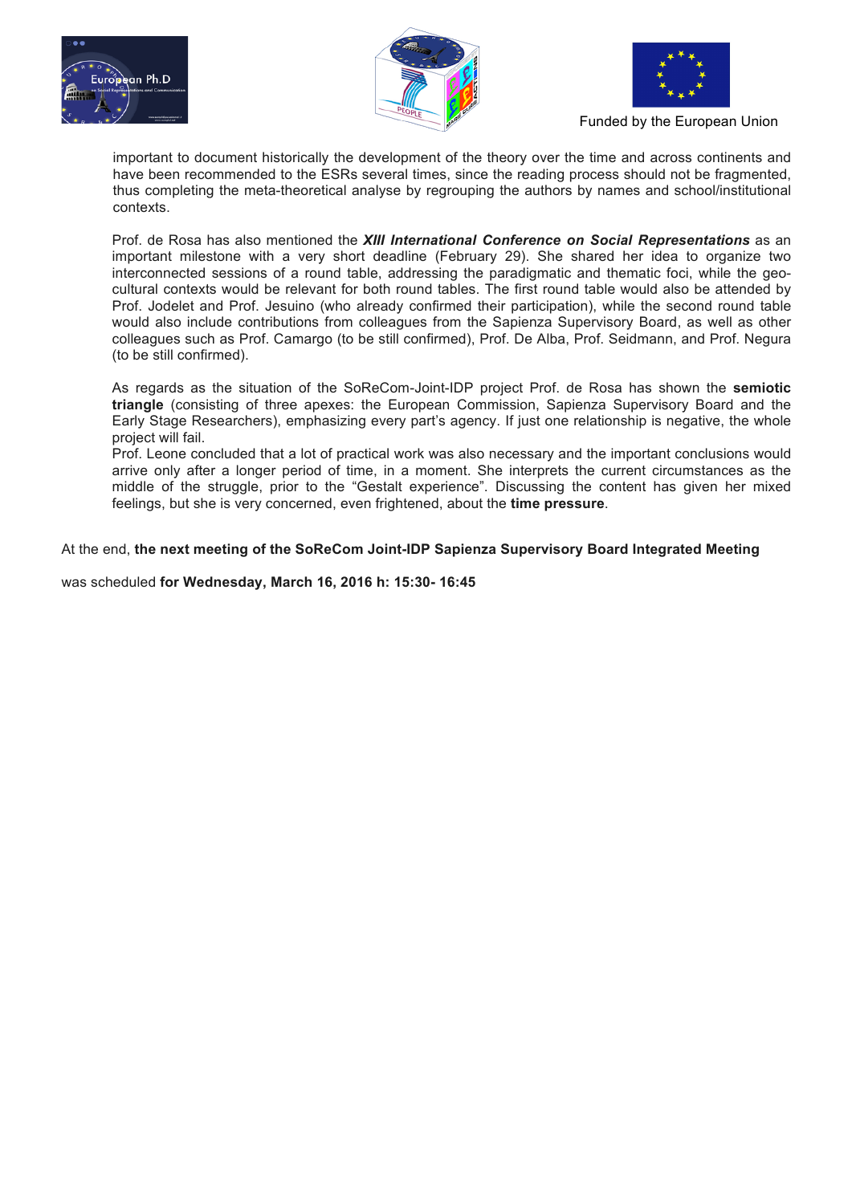important to document historically the development of the theory over the time and across continents and have been recommended to the ESRs several times, since the reading process should not be fragmented, thus completing the meta-theoretical analyse by regrouping the authors by names and school/institutional contexts.

Prof. de Rosa has also mentioned the ***XIII International Conference on Social Representations*** as an important milestone with a very short deadline (February 29). She shared her idea to organize two interconnected sessions of a round table, addressing the paradigmatic and thematic foci, while the geo-cultural contexts would be relevant for both round tables. The first round table would also be attended by Prof. Jodelet and Prof. Jesuino (who already confirmed their participation), while the second round table would also include contributions from colleagues from the Sapienza Supervisory Board, as well as other colleagues such as Prof. Camargo (to be still confirmed), Prof. De Alba, Prof. Seidmann, and Prof. Negura (to be still confirmed).

As regards as the situation of the SoReCom-Joint-IDP project Prof. de Rosa has shown the **semiotic triangle** (consisting of three apexes: the European Commission, Sapienza Supervisory Board and the Early Stage Researchers), emphasizing every part's agency. If just one relationship is negative, the whole project will fail.
Prof. Leone concluded that a lot of practical work was also necessary and the important conclusions would arrive only after a longer period of time, in a moment. She interprets the current circumstances as the middle of the struggle, prior to the "Gestalt experience". Discussing the content has given her mixed feelings, but she is very concerned, even frightened, about the **time pressure**.

At the end, **the next meeting of the SoReCom Joint-IDP Sapienza Supervisory Board Integrated Meeting**

was scheduled **for Wednesday, March 16, 2016 h: 15:30- 16:45**